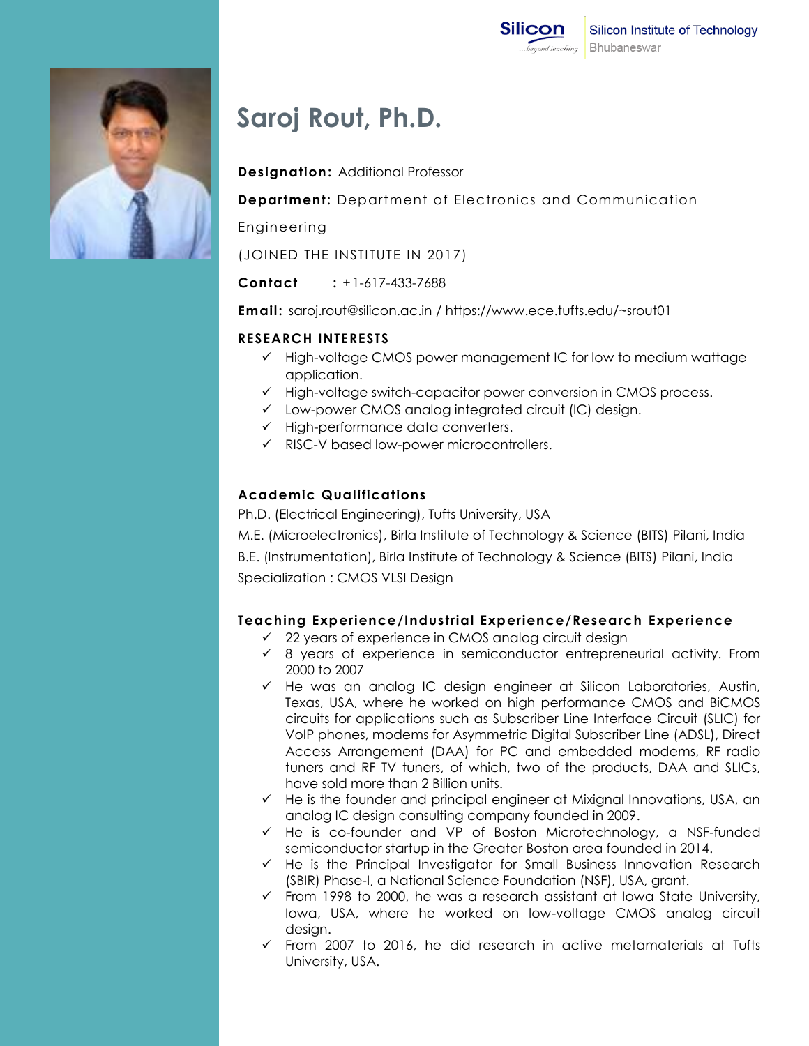Silicon Institute of Technology
Bhubaneswar

# Saroj Rout, Ph.D.

**Designation:** Additional Professor

**Department:** Department of Electronics and Communication Engineering

(JOINED THE INSTITUTE IN 2017)

**Contact** : +1-617-433-7688

**Email:** saroj.rout@silicon.ac.in / https://www.ece.tufts.edu/~srout01

## RESEARCH INTERESTS

- High-voltage CMOS power management IC for low to medium wattage application.
- High-voltage switch-capacitor power conversion in CMOS process.
- Low-power CMOS analog integrated circuit (IC) design.
- High-performance data converters.
- RISC-V based low-power microcontrollers.

## Academic Qualifications

Ph.D. (Electrical Engineering), Tufts University, USA

M.E. (Microelectronics), Birla Institute of Technology & Science (BITS) Pilani, India

B.E. (Instrumentation), Birla Institute of Technology & Science (BITS) Pilani, India

Specialization : CMOS VLSI Design

## Teaching Experience/Industrial Experience/Research Experience

- 22 years of experience in CMOS analog circuit design
- 8 years of experience in semiconductor entrepreneurial activity. From 2000 to 2007
- He was an analog IC design engineer at Silicon Laboratories, Austin, Texas, USA, where he worked on high performance CMOS and BiCMOS circuits for applications such as Subscriber Line Interface Circuit (SLIC) for VoIP phones, modems for Asymmetric Digital Subscriber Line (ADSL), Direct Access Arrangement (DAA) for PC and embedded modems, RF radio tuners and RF TV tuners, of which, two of the products, DAA and SLICs, have sold more than 2 Billion units.
- He is the founder and principal engineer at Mixignal Innovations, USA, an analog IC design consulting company founded in 2009.
- He is co-founder and VP of Boston Microtechnology, a NSF-funded semiconductor startup in the Greater Boston area founded in 2014.
- He is the Principal Investigator for Small Business Innovation Research (SBIR) Phase-I, a National Science Foundation (NSF), USA, grant.
- From 1998 to 2000, he was a research assistant at Iowa State University, Iowa, USA, where he worked on low-voltage CMOS analog circuit design.
- From 2007 to 2016, he did research in active metamaterials at Tufts University, USA.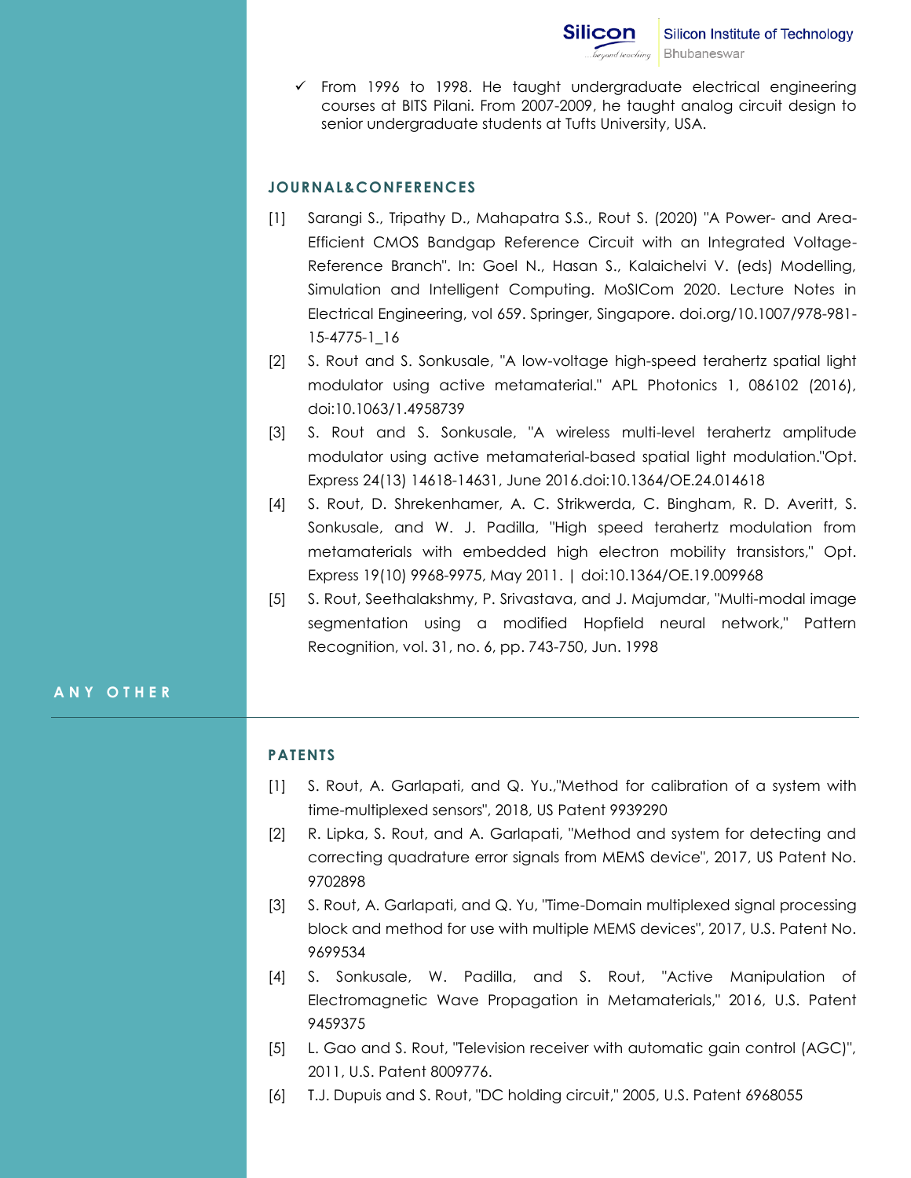- ✓ From 1996 to 1998. He taught undergraduate electrical engineering courses at BITS Pilani. From 2007-2009, he taught analog circuit design to senior undergraduate students at Tufts University, USA.

## JOURNAL&CONFERENCES

[1] Sarangi S., Tripathy D., Mahapatra S.S., Rout S. (2020) "A Power- and Area-Efficient CMOS Bandgap Reference Circuit with an Integrated Voltage-Reference Branch". In: Goel N., Hasan S., Kalaichelvi V. (eds) Modelling, Simulation and Intelligent Computing. MoSICom 2020. Lecture Notes in Electrical Engineering, vol 659. Springer, Singapore. doi.org/10.1007/978-981-15-4775-1_16

[2] S. Rout and S. Sonkusale, "A low-voltage high-speed terahertz spatial light modulator using active metamaterial." APL Photonics 1, 086102 (2016), doi:10.1063/1.4958739

[3] S. Rout and S. Sonkusale, "A wireless multi-level terahertz amplitude modulator using active metamaterial-based spatial light modulation."Opt. Express 24(13) 14618-14631, June 2016.doi:10.1364/OE.24.014618

[4] S. Rout, D. Shrekenhamer, A. C. Strikwerda, C. Bingham, R. D. Averitt, S. Sonkusale, and W. J. Padilla, "High speed terahertz modulation from metamaterials with embedded high electron mobility transistors," Opt. Express 19(10) 9968-9975, May 2011. | doi:10.1364/OE.19.009968

[5] S. Rout, Seethalakshmy, P. Srivastava, and J. Majumdar, "Multi-modal image segmentation using a modified Hopfield neural network," Pattern Recognition, vol. 31, no. 6, pp. 743-750, Jun. 1998

# ANY OTHER

## PATENTS

[1] S. Rout, A. Garlapati, and Q. Yu.,"Method for calibration of a system with time-multiplexed sensors", 2018, US Patent 9939290

[2] R. Lipka, S. Rout, and A. Garlapati, "Method and system for detecting and correcting quadrature error signals from MEMS device", 2017, US Patent No. 9702898

[3] S. Rout, A. Garlapati, and Q. Yu, "Time-Domain multiplexed signal processing block and method for use with multiple MEMS devices", 2017, U.S. Patent No. 9699534

[4] S. Sonkusale, W. Padilla, and S. Rout, "Active Manipulation of Electromagnetic Wave Propagation in Metamaterials," 2016, U.S. Patent 9459375

[5] L. Gao and S. Rout, "Television receiver with automatic gain control (AGC)", 2011, U.S. Patent 8009776.

[6] T.J. Dupuis and S. Rout, "DC holding circuit," 2005, U.S. Patent 6968055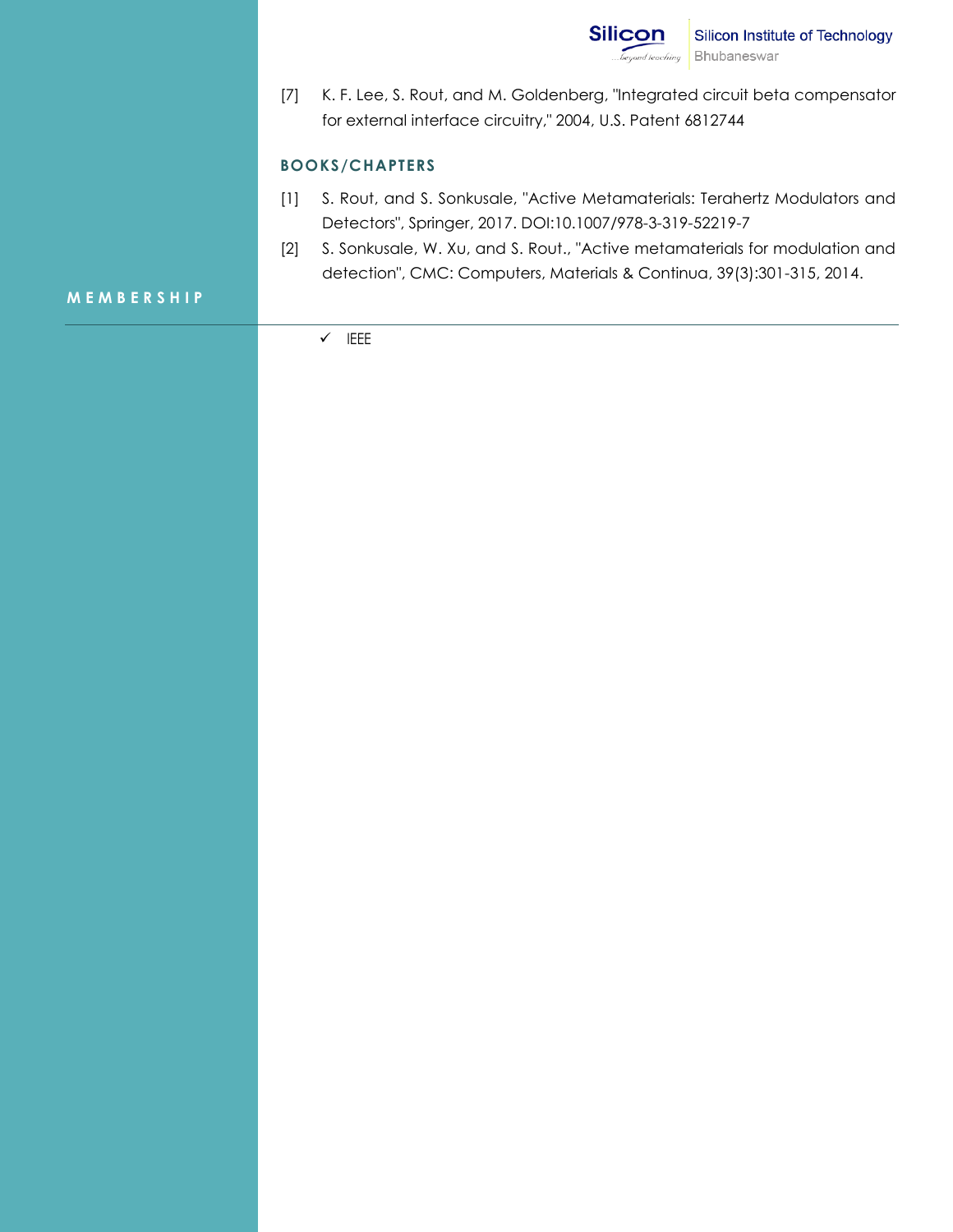[7] K. F. Lee, S. Rout, and M. Goldenberg, "Integrated circuit beta compensator for external interface circuitry," 2004, U.S. Patent 6812744

### BOOKS/CHAPTERS

[1] S. Rout, and S. Sonkusale, "Active Metamaterials: Terahertz Modulators and Detectors", Springer, 2017. DOI:10.1007/978-3-319-52219-7

[2] S. Sonkusale, W. Xu, and S. Rout., "Active metamaterials for modulation and detection", CMC: Computers, Materials & Continua, 39(3):301-315, 2014.

## MEMBERSHIP

- ✓ IEEE